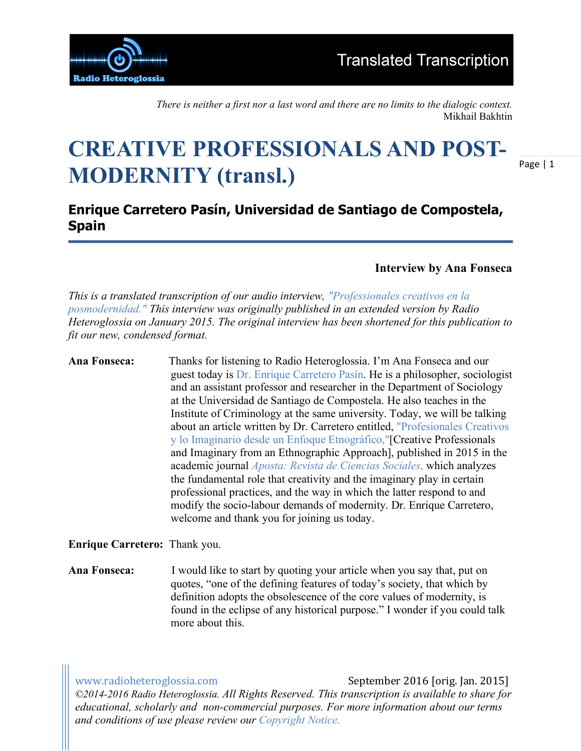*There is neither a first nor a last word and there are no limits to the dialogic context.*
Mikhail Bakhtin

# CREATIVE PROFESSIONALS AND POST-MODERNITY (transl.)

## Enrique Carretero Pasín, Universidad de Santiago de Compostela, Spain

**Interview by Ana Fonseca**

*This is a translated transcription of our audio interview, "Professionales creativos en la posmodernidad." This interview was originally published in an extended version by Radio Heteroglossia on January 2015. The original interview has been shortened for this publication to fit our new, condensed format.*

**Ana Fonseca:** Thanks for listening to Radio Heteroglossia. I'm Ana Fonseca and our guest today is Dr. Enrique Carretero Pasín. He is a philosopher, sociologist and an assistant professor and researcher in the Department of Sociology at the Universidad de Santiago de Compostela. He also teaches in the Institute of Criminology at the same university. Today, we will be talking about an article written by Dr. Carretero entitled, "Profesionales Creativos y lo Imaginario desde un Enfoque Etnográfico,"[Creative Professionals and Imaginary from an Ethnographic Approach], published in 2015 in the academic journal *Aposta: Revista de Ciencias Sociales,* which analyzes the fundamental role that creativity and the imaginary play in certain professional practices, and the way in which the latter respond to and modify the socio-labour demands of modernity. Dr. Enrique Carretero, welcome and thank you for joining us today.

**Enrique Carretero:** Thank you.

**Ana Fonseca:** I would like to start by quoting your article when you say that, put on quotes, "one of the defining features of today's society, that which by definition adopts the obsolescence of the core values of modernity, is found in the eclipse of any historical purpose." I wonder if you could talk more about this.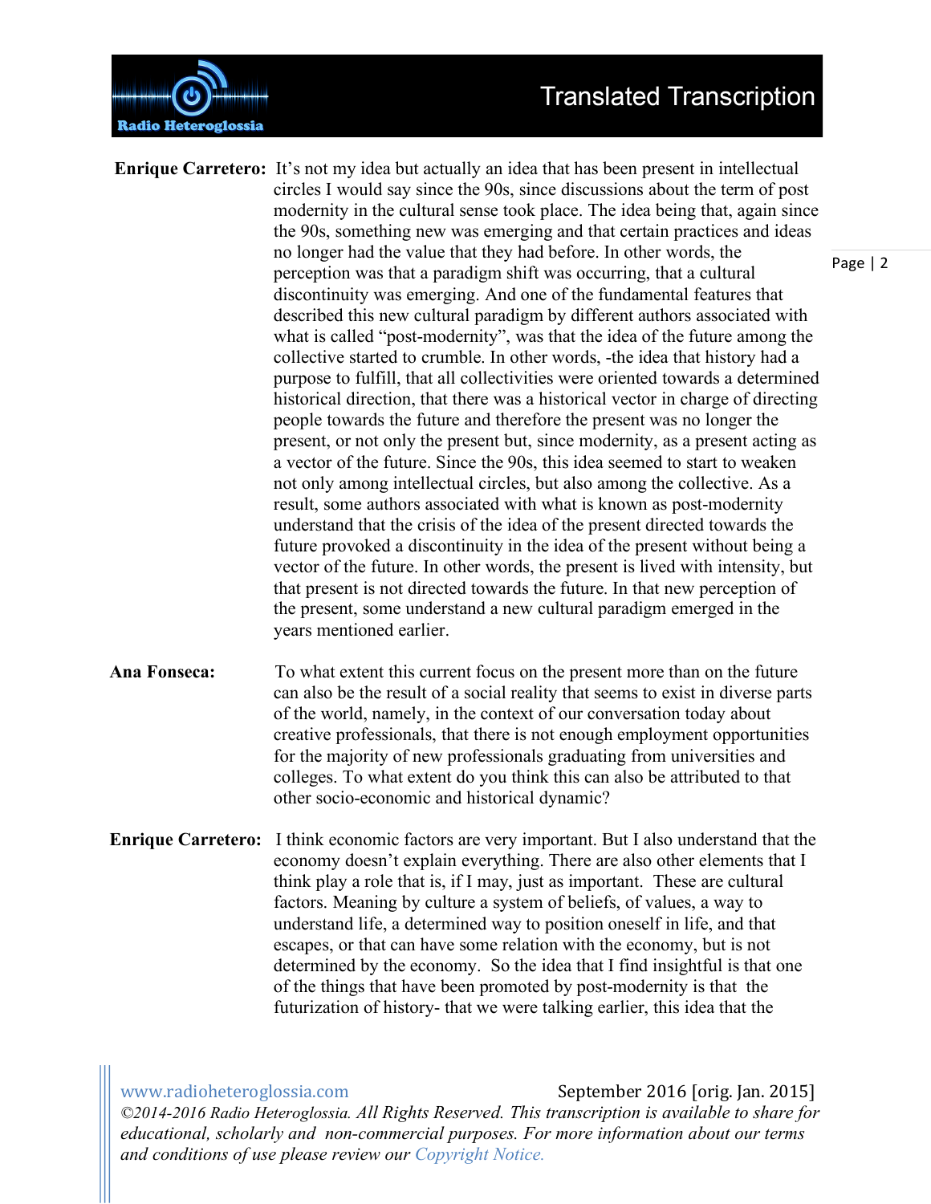**Enrique Carretero:** It's not my idea but actually an idea that has been present in intellectual circles I would say since the 90s, since discussions about the term of post modernity in the cultural sense took place. The idea being that, again since the 90s, something new was emerging and that certain practices and ideas no longer had the value that they had before. In other words, the perception was that a paradigm shift was occurring, that a cultural discontinuity was emerging. And one of the fundamental features that described this new cultural paradigm by different authors associated with what is called "post-modernity", was that the idea of the future among the collective started to crumble. In other words, -the idea that history had a purpose to fulfill, that all collectivities were oriented towards a determined historical direction, that there was a historical vector in charge of directing people towards the future and therefore the present was no longer the present, or not only the present but, since modernity, as a present acting as a vector of the future. Since the 90s, this idea seemed to start to weaken not only among intellectual circles, but also among the collective. As a result, some authors associated with what is known as post-modernity understand that the crisis of the idea of the present directed towards the future provoked a discontinuity in the idea of the present without being a vector of the future. In other words, the present is lived with intensity, but that present is not directed towards the future. In that new perception of the present, some understand a new cultural paradigm emerged in the years mentioned earlier.

**Ana Fonseca:** To what extent this current focus on the present more than on the future can also be the result of a social reality that seems to exist in diverse parts of the world, namely, in the context of our conversation today about creative professionals, that there is not enough employment opportunities for the majority of new professionals graduating from universities and colleges. To what extent do you think this can also be attributed to that other socio-economic and historical dynamic?

**Enrique Carretero:** I think economic factors are very important. But I also understand that the economy doesn't explain everything. There are also other elements that I think play a role that is, if I may, just as important. These are cultural factors. Meaning by culture a system of beliefs, of values, a way to understand life, a determined way to position oneself in life, and that escapes, or that can have some relation with the economy, but is not determined by the economy. So the idea that I find insightful is that one of the things that have been promoted by post-modernity is that the futurization of history- that we were talking earlier, this idea that the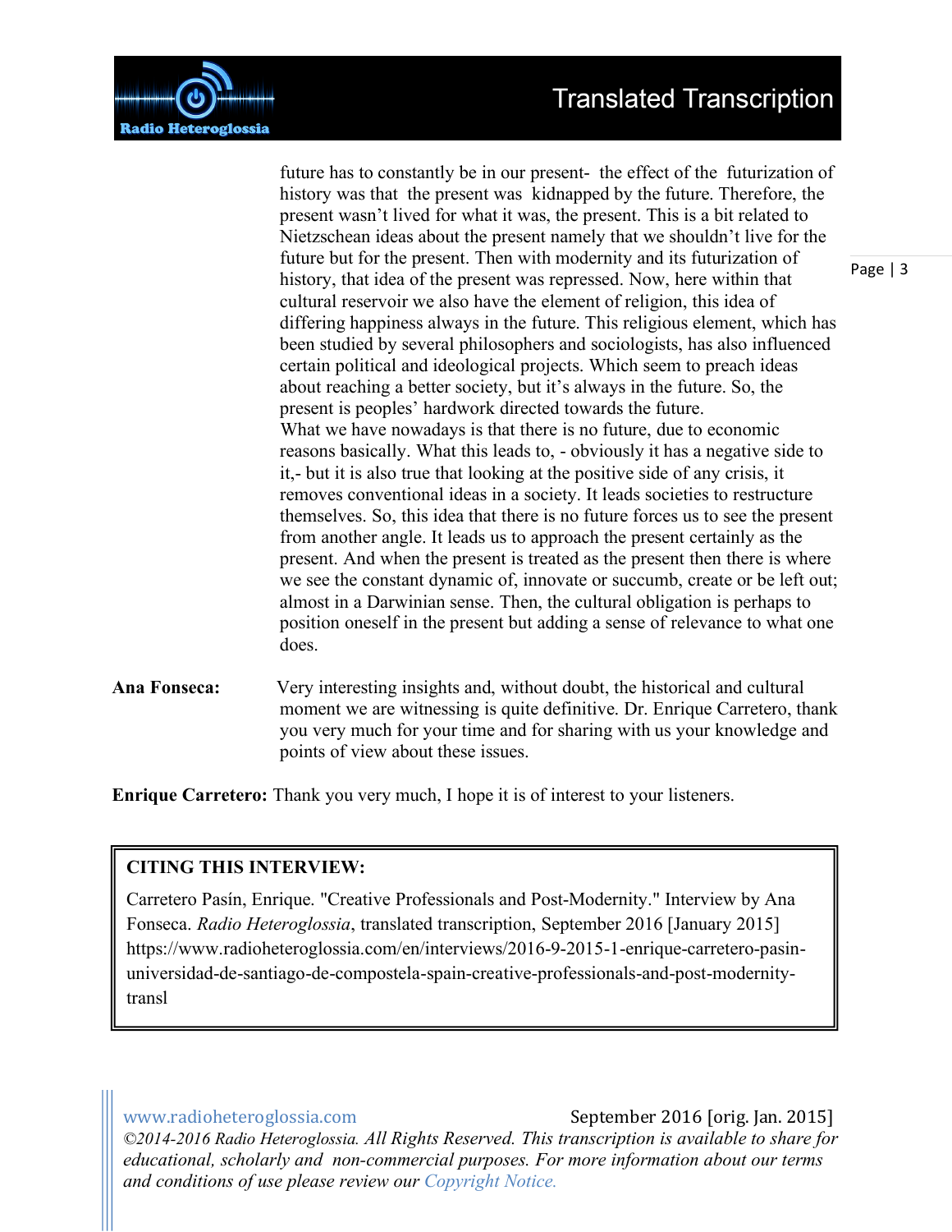future has to constantly be in our present- the effect of the futurization of history was that the present was kidnapped by the future. Therefore, the present wasn't lived for what it was, the present. This is a bit related to Nietzschean ideas about the present namely that we shouldn't live for the future but for the present. Then with modernity and its futurization of history, that idea of the present was repressed. Now, here within that cultural reservoir we also have the element of religion, this idea of differing happiness always in the future. This religious element, which has been studied by several philosophers and sociologists, has also influenced certain political and ideological projects. Which seem to preach ideas about reaching a better society, but it's always in the future. So, the present is peoples' hardwork directed towards the future.
What we have nowadays is that there is no future, due to economic reasons basically. What this leads to, - obviously it has a negative side to it,- but it is also true that looking at the positive side of any crisis, it removes conventional ideas in a society. It leads societies to restructure themselves. So, this idea that there is no future forces us to see the present from another angle. It leads us to approach the present certainly as the present. And when the present is treated as the present then there is where we see the constant dynamic of, innovate or succumb, create or be left out; almost in a Darwinian sense. Then, the cultural obligation is perhaps to position oneself in the present but adding a sense of relevance to what one does.

**Ana Fonseca:** Very interesting insights and, without doubt, the historical and cultural moment we are witnessing is quite definitive. Dr. Enrique Carretero, thank you very much for your time and for sharing with us your knowledge and points of view about these issues.

**Enrique Carretero:** Thank you very much, I hope it is of interest to your listeners.

**CITING THIS INTERVIEW:**

Carretero Pasín, Enrique. "Creative Professionals and Post-Modernity." Interview by Ana Fonseca. *Radio Heteroglossia*, translated transcription, September 2016 [January 2015] https://www.radioheteroglossia.com/en/interviews/2016-9-2015-1-enrique-carretero-pasin-universidad-de-santiago-de-compostela-spain-creative-professionals-and-post-modernity-transl

www.radioheteroglossia.com September 2016 [orig. Jan. 2015]
*©2014-2016 Radio Heteroglossia. All Rights Reserved. This transcription is available to share for educational, scholarly and non-commercial purposes. For more information about our terms and conditions of use please review our Copyright Notice.*